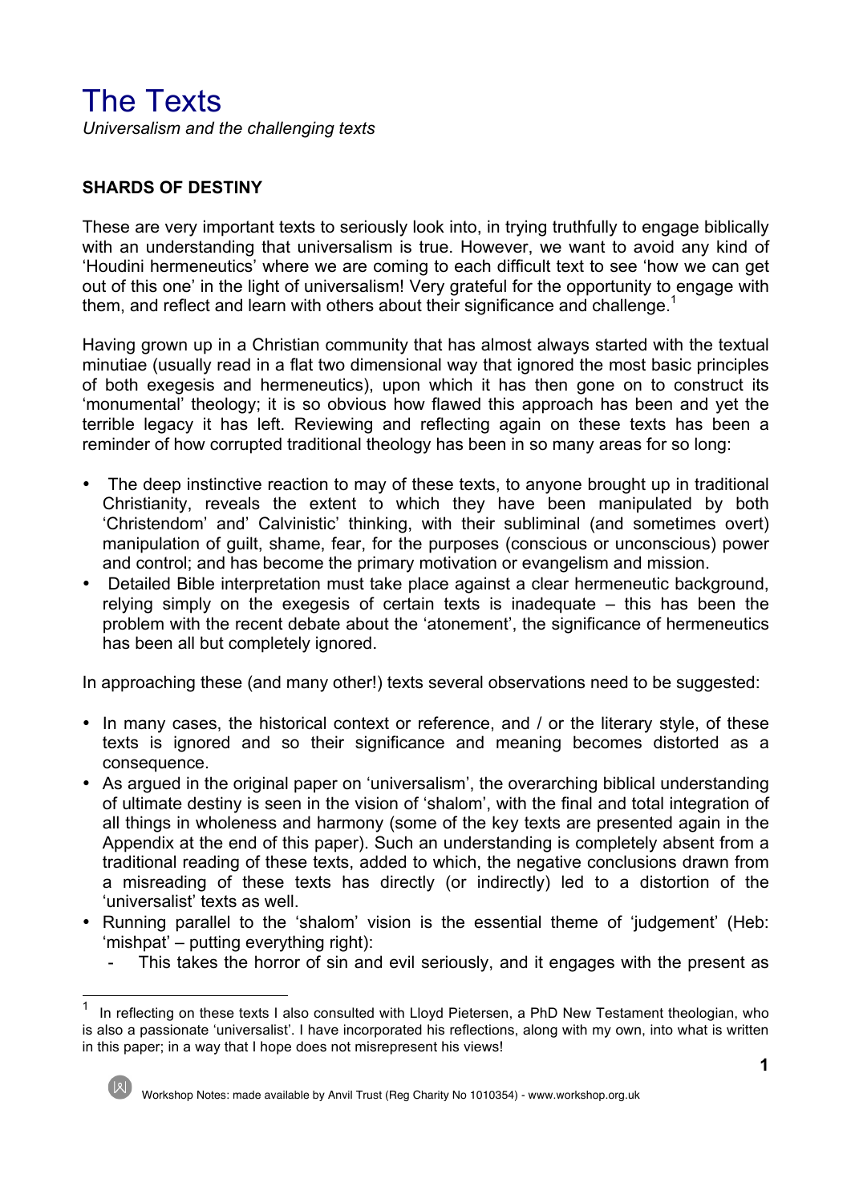# The Texts

*Universalism and the challenging texts*

**SHARDS OF DESTINY**

These are very important texts to seriously look into, in trying truthfully to engage biblically with an understanding that universalism is true. However, we want to avoid any kind of 'Houdini hermeneutics' where we are coming to each difficult text to see 'how we can get out of this one' in the light of universalism! Very grateful for the opportunity to engage with them, and reflect and learn with others about their significance and challenge.[1]

Having grown up in a Christian community that has almost always started with the textual minutiae (usually read in a flat two dimensional way that ignored the most basic principles of both exegesis and hermeneutics), upon which it has then gone on to construct its 'monumental' theology; it is so obvious how flawed this approach has been and yet the terrible legacy it has left. Reviewing and reflecting again on these texts has been a reminder of how corrupted traditional theology has been in so many areas for so long:

- The deep instinctive reaction to may of these texts, to anyone brought up in traditional Christianity, reveals the extent to which they have been manipulated by both 'Christendom' and' Calvinistic' thinking, with their subliminal (and sometimes overt) manipulation of guilt, shame, fear, for the purposes (conscious or unconscious) power and control; and has become the primary motivation or evangelism and mission.
- Detailed Bible interpretation must take place against a clear hermeneutic background, relying simply on the exegesis of certain texts is inadequate – this has been the problem with the recent debate about the 'atonement', the significance of hermeneutics has been all but completely ignored.

In approaching these (and many other!) texts several observations need to be suggested:

- In many cases, the historical context or reference, and / or the literary style, of these texts is ignored and so their significance and meaning becomes distorted as a consequence.
- As argued in the original paper on 'universalism', the overarching biblical understanding of ultimate destiny is seen in the vision of 'shalom', with the final and total integration of all things in wholeness and harmony (some of the key texts are presented again in the Appendix at the end of this paper). Such an understanding is completely absent from a traditional reading of these texts, added to which, the negative conclusions drawn from a misreading of these texts has directly (or indirectly) led to a distortion of the 'universalist' texts as well.
- Running parallel to the 'shalom' vision is the essential theme of 'judgement' (Heb: 'mishpat' – putting everything right):
  - This takes the horror of sin and evil seriously, and it engages with the present as

[1] In reflecting on these texts I also consulted with Lloyd Pietersen, a PhD New Testament theologian, who is also a passionate 'universalist'. I have incorporated his reflections, along with my own, into what is written in this paper; in a way that I hope does not misrepresent his views!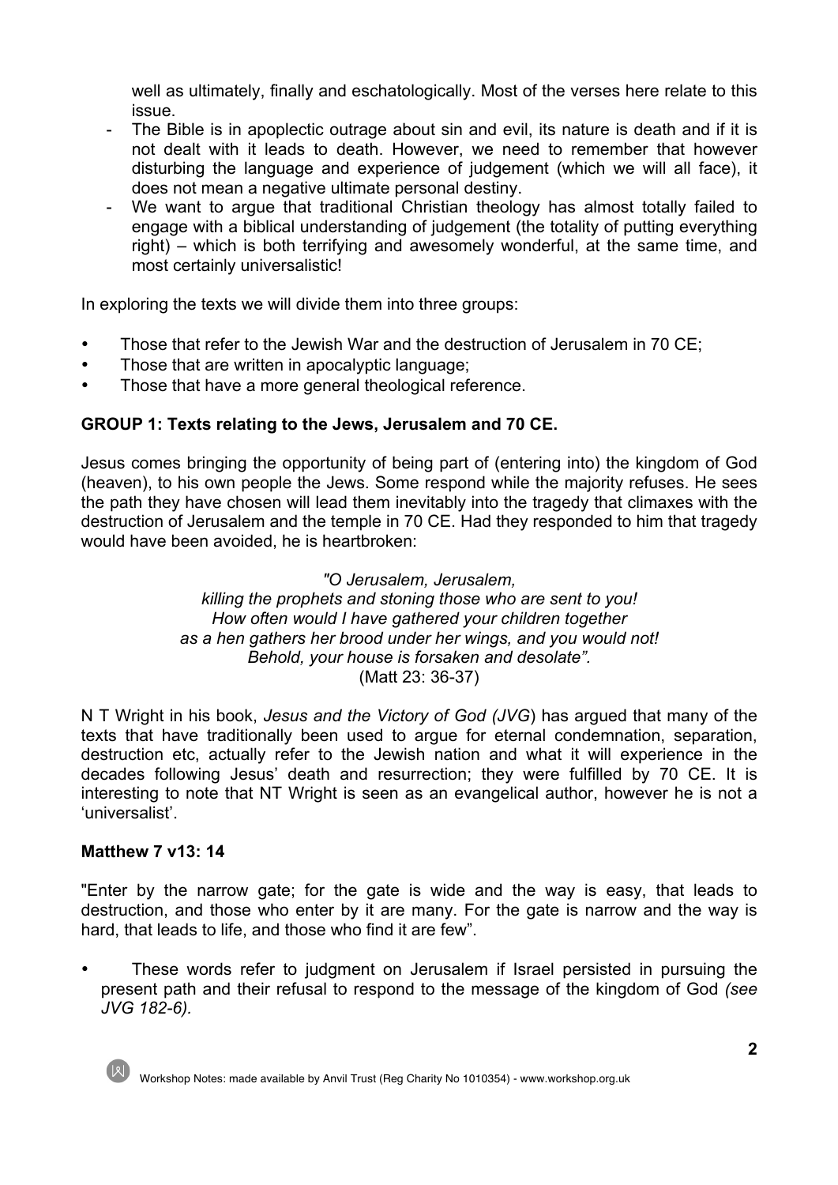well as ultimately, finally and eschatologically. Most of the verses here relate to this issue.

- The Bible is in apoplectic outrage about sin and evil, its nature is death and if it is not dealt with it leads to death. However, we need to remember that however disturbing the language and experience of judgement (which we will all face), it does not mean a negative ultimate personal destiny.
- We want to argue that traditional Christian theology has almost totally failed to engage with a biblical understanding of judgement (the totality of putting everything right) – which is both terrifying and awesomely wonderful, at the same time, and most certainly universalistic!

In exploring the texts we will divide them into three groups:

- Those that refer to the Jewish War and the destruction of Jerusalem in 70 CE;
- Those that are written in apocalyptic language;
- Those that have a more general theological reference.

**GROUP 1: Texts relating to the Jews, Jerusalem and 70 CE.**

Jesus comes bringing the opportunity of being part of (entering into) the kingdom of God (heaven), to his own people the Jews. Some respond while the majority refuses. He sees the path they have chosen will lead them inevitably into the tragedy that climaxes with the destruction of Jerusalem and the temple in 70 CE. Had they responded to him that tragedy would have been avoided, he is heartbroken:

*"O Jerusalem, Jerusalem,*
*killing the prophets and stoning those who are sent to you!*
*How often would I have gathered your children together*
*as a hen gathers her brood under her wings, and you would not!*
*Behold, your house is forsaken and desolate".*
(Matt 23: 36-37)

N T Wright in his book, *Jesus and the Victory of God (JVG*) has argued that many of the texts that have traditionally been used to argue for eternal condemnation, separation, destruction etc, actually refer to the Jewish nation and what it will experience in the decades following Jesus' death and resurrection; they were fulfilled by 70 CE. It is interesting to note that NT Wright is seen as an evangelical author, however he is not a 'universalist'.

**Matthew 7 v13: 14**

"Enter by the narrow gate; for the gate is wide and the way is easy, that leads to destruction, and those who enter by it are many. For the gate is narrow and the way is hard, that leads to life, and those who find it are few".

- These words refer to judgment on Jerusalem if Israel persisted in pursuing the present path and their refusal to respond to the message of the kingdom of God *(see JVG 182-6).*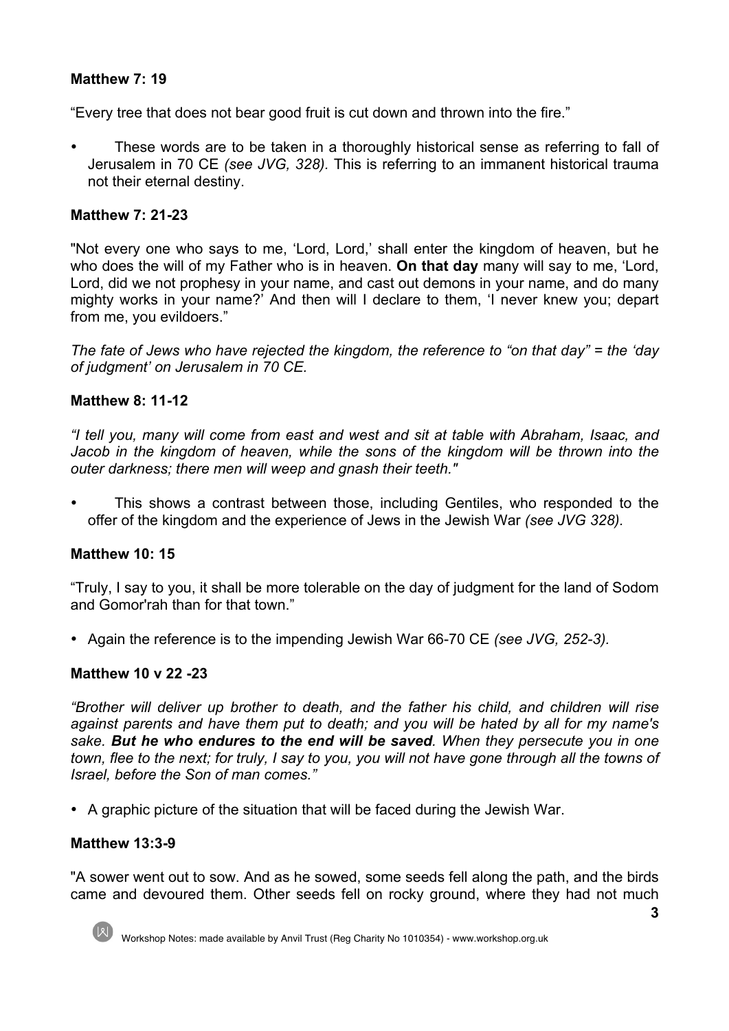**Matthew 7: 19**

“Every tree that does not bear good fruit is cut down and thrown into the fire.”

- These words are to be taken in a thoroughly historical sense as referring to fall of Jerusalem in 70 CE *(see JVG, 328)*. This is referring to an immanent historical trauma not their eternal destiny.

**Matthew 7: 21-23**

"Not every one who says to me, ‘Lord, Lord,’ shall enter the kingdom of heaven, but he who does the will of my Father who is in heaven. **On that day** many will say to me, ‘Lord, Lord, did we not prophesy in your name, and cast out demons in your name, and do many mighty works in your name?’ And then will I declare to them, ‘I never knew you; depart from me, you evildoers.”

*The fate of Jews who have rejected the kingdom, the reference to “on that day” = the ‘day of judgment’ on Jerusalem in 70 CE.*

**Matthew 8: 11-12**

*“I tell you, many will come from east and west and sit at table with Abraham, Isaac, and Jacob in the kingdom of heaven, while the sons of the kingdom will be thrown into the outer darkness; there men will weep and gnash their teeth."*

- This shows a contrast between those, including Gentiles, who responded to the offer of the kingdom and the experience of Jews in the Jewish War *(see JVG 328).*

**Matthew 10: 15**

“Truly, I say to you, it shall be more tolerable on the day of judgment for the land of Sodom and Gomor'rah than for that town.”

- Again the reference is to the impending Jewish War 66-70 CE *(see JVG, 252-3).*

**Matthew 10 v 22 -23**

*“Brother will deliver up brother to death, and the father his child, and children will rise against parents and have them put to death; and you will be hated by all for my name's sake. **But he who endures to the end will be saved**. When they persecute you in one town, flee to the next; for truly, I say to you, you will not have gone through all the towns of Israel, before the Son of man comes.”*

- A graphic picture of the situation that will be faced during the Jewish War.

**Matthew 13:3-9**

"A sower went out to sow. And as he sowed, some seeds fell along the path, and the birds came and devoured them. Other seeds fell on rocky ground, where they had not much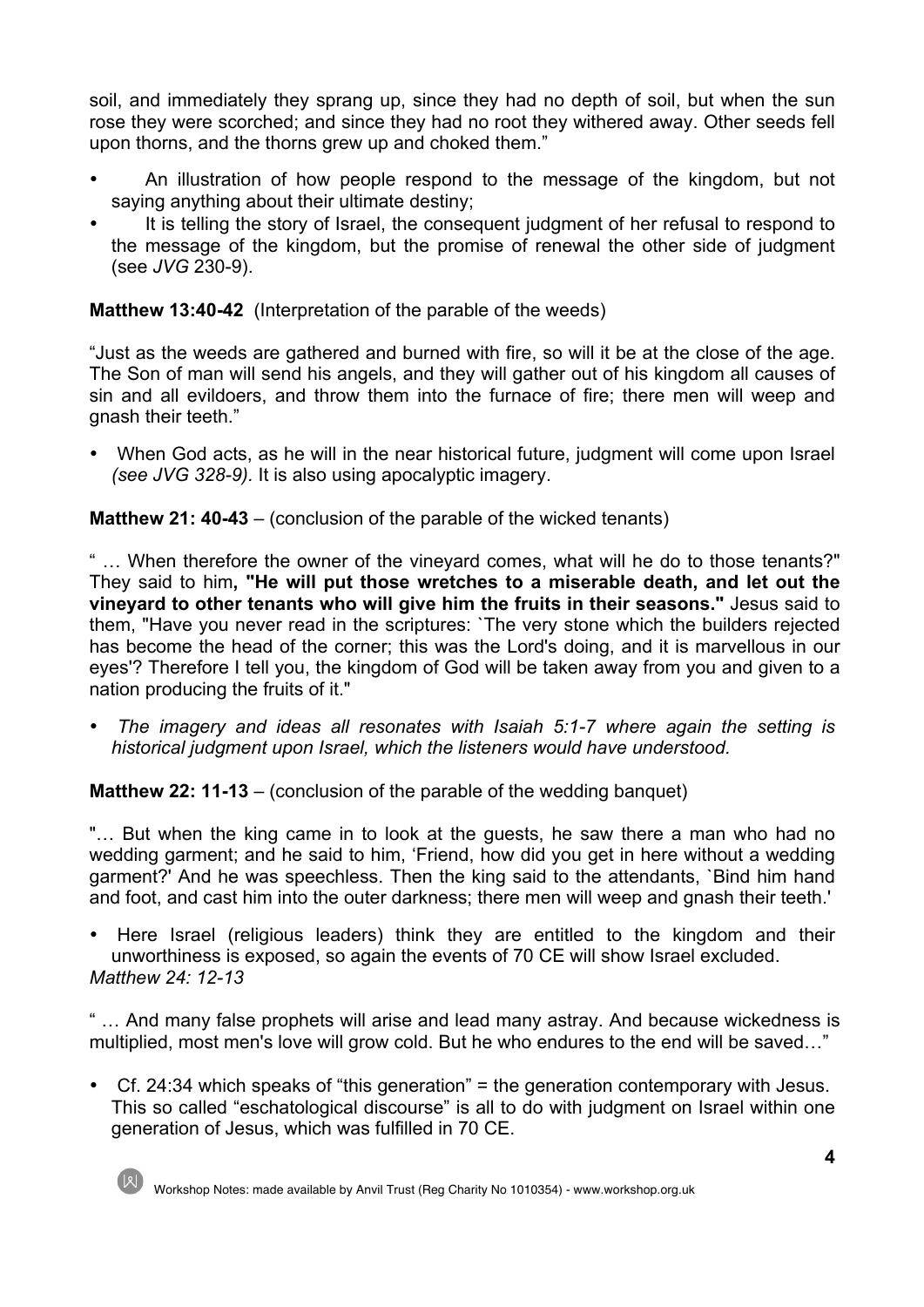soil, and immediately they sprang up, since they had no depth of soil, but when the sun rose they were scorched; and since they had no root they withered away. Other seeds fell upon thorns, and the thorns grew up and choked them."

- An illustration of how people respond to the message of the kingdom, but not saying anything about their ultimate destiny;
- It is telling the story of Israel, the consequent judgment of her refusal to respond to the message of the kingdom, but the promise of renewal the other side of judgment (see *JVG* 230-9).

**Matthew 13:40-42** (Interpretation of the parable of the weeds)

"Just as the weeds are gathered and burned with fire, so will it be at the close of the age. The Son of man will send his angels, and they will gather out of his kingdom all causes of sin and all evildoers, and throw them into the furnace of fire; there men will weep and gnash their teeth."

- When God acts, as he will in the near historical future, judgment will come upon Israel *(see JVG 328-9).* It is also using apocalyptic imagery.

**Matthew 21: 40-43** – (conclusion of the parable of the wicked tenants)

" … When therefore the owner of the vineyard comes, what will he do to those tenants?" They said to him**, "He will put those wretches to a miserable death, and let out the vineyard to other tenants who will give him the fruits in their seasons."** Jesus said to them, "Have you never read in the scriptures: `The very stone which the builders rejected has become the head of the corner; this was the Lord's doing, and it is marvellous in our eyes'? Therefore I tell you, the kingdom of God will be taken away from you and given to a nation producing the fruits of it."

- *The imagery and ideas all resonates with Isaiah 5:1-7 where again the setting is historical judgment upon Israel, which the listeners would have understood.*

**Matthew 22: 11-13** – (conclusion of the parable of the wedding banquet)

"… But when the king came in to look at the guests, he saw there a man who had no wedding garment; and he said to him, 'Friend, how did you get in here without a wedding garment?' And he was speechless. Then the king said to the attendants, `Bind him hand and foot, and cast him into the outer darkness; there men will weep and gnash their teeth.'

- Here Israel (religious leaders) think they are entitled to the kingdom and their unworthiness is exposed, so again the events of 70 CE will show Israel excluded.

*Matthew 24: 12-13*

" … And many false prophets will arise and lead many astray. And because wickedness is multiplied, most men's love will grow cold. But he who endures to the end will be saved…"

- Cf. 24:34 which speaks of "this generation" = the generation contemporary with Jesus. This so called "eschatological discourse" is all to do with judgment on Israel within one generation of Jesus, which was fulfilled in 70 CE.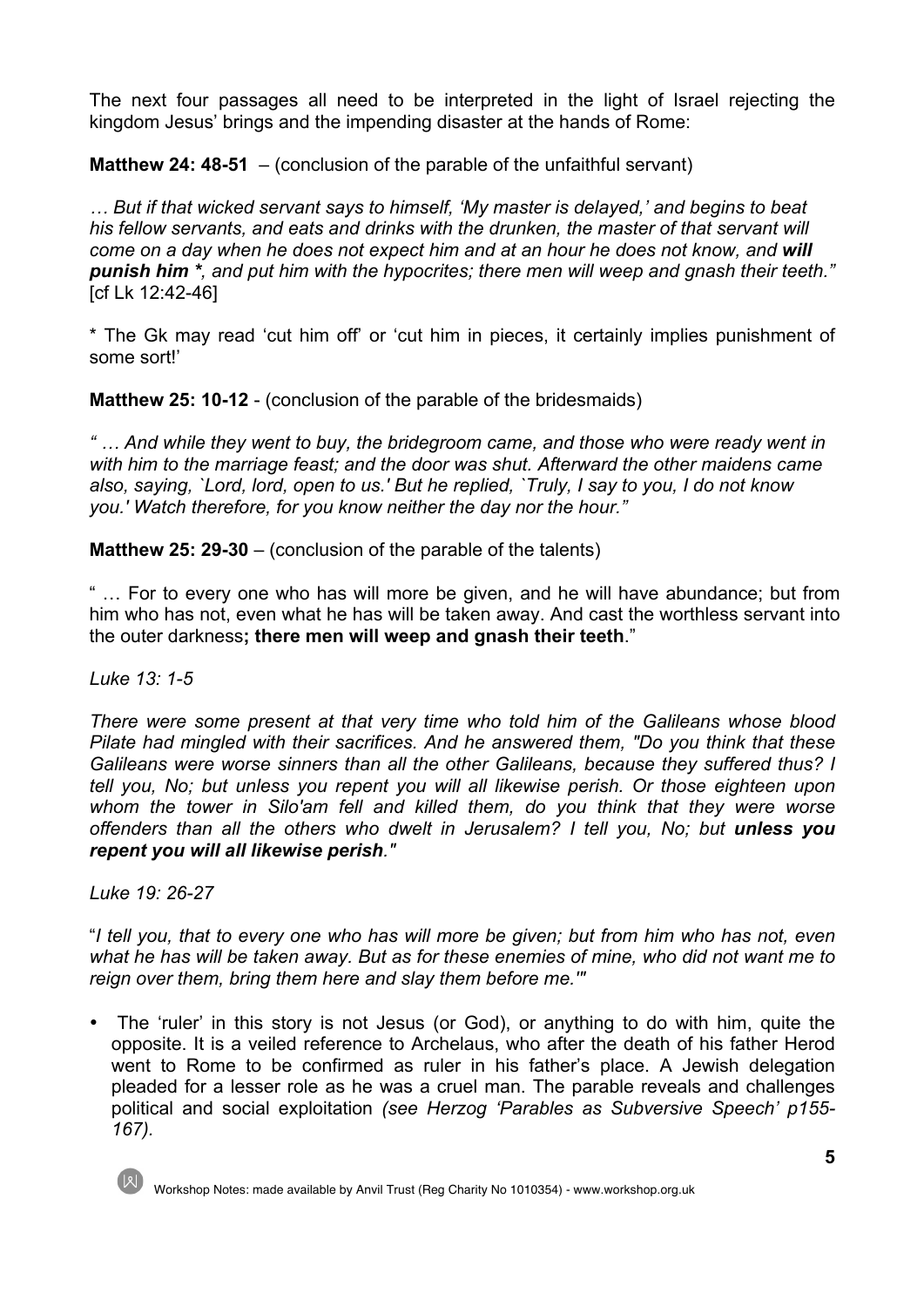The next four passages all need to be interpreted in the light of Israel rejecting the kingdom Jesus' brings and the impending disaster at the hands of Rome:

**Matthew 24: 48-51** – (conclusion of the parable of the unfaithful servant)

*… But if that wicked servant says to himself, 'My master is delayed,' and begins to beat his fellow servants, and eats and drinks with the drunken, the master of that servant will come on a day when he does not expect him and at an hour he does not know, and **will punish him \***, and put him with the hypocrites; there men will weep and gnash their teeth."* [cf Lk 12:42-46]

* The Gk may read 'cut him off' or 'cut him in pieces, it certainly implies punishment of some sort!'

**Matthew 25: 10-12** - (conclusion of the parable of the bridesmaids)

*" … And while they went to buy, the bridegroom came, and those who were ready went in with him to the marriage feast; and the door was shut. Afterward the other maidens came also, saying, `Lord, lord, open to us.' But he replied, `Truly, I say to you, I do not know you.' Watch therefore, for you know neither the day nor the hour."*

**Matthew 25: 29-30** – (conclusion of the parable of the talents)

" … For to every one who has will more be given, and he will have abundance; but from him who has not, even what he has will be taken away. And cast the worthless servant into the outer darkness**; there men will weep and gnash their teeth**."

*Luke 13: 1-5*

*There were some present at that very time who told him of the Galileans whose blood Pilate had mingled with their sacrifices. And he answered them, "Do you think that these Galileans were worse sinners than all the other Galileans, because they suffered thus? I tell you, No; but unless you repent you will all likewise perish. Or those eighteen upon whom the tower in Silo'am fell and killed them, do you think that they were worse offenders than all the others who dwelt in Jerusalem? I tell you, No; but **unless you repent you will all likewise perish**."*

*Luke 19: 26-27*

"*I tell you, that to every one who has will more be given; but from him who has not, even what he has will be taken away. But as for these enemies of mine, who did not want me to reign over them, bring them here and slay them before me.'"*

- The 'ruler' in this story is not Jesus (or God), or anything to do with him, quite the opposite. It is a veiled reference to Archelaus, who after the death of his father Herod went to Rome to be confirmed as ruler in his father's place. A Jewish delegation pleaded for a lesser role as he was a cruel man. The parable reveals and challenges political and social exploitation *(see Herzog 'Parables as Subversive Speech' p155-167).*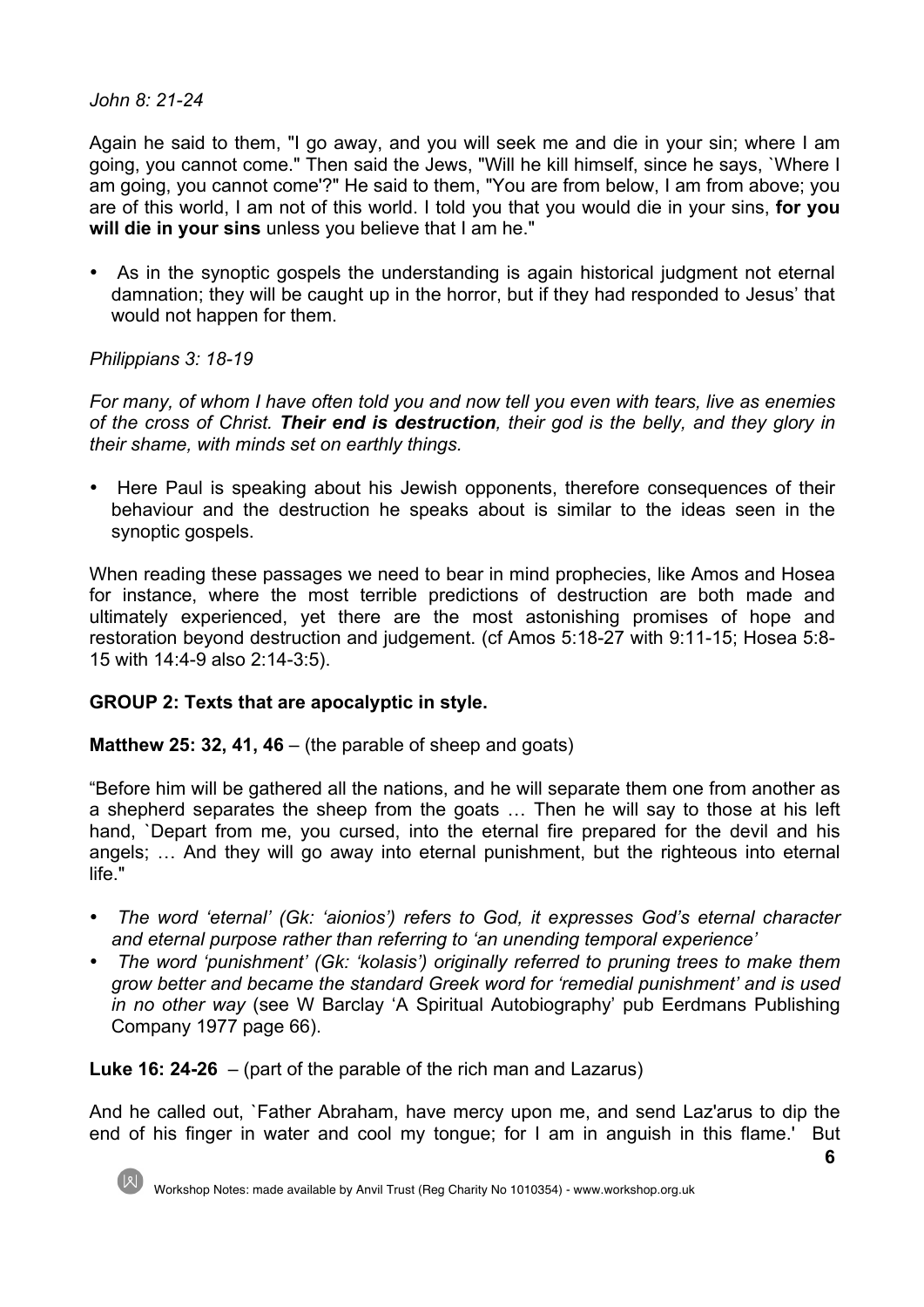*John 8: 21-24*

Again he said to them, "I go away, and you will seek me and die in your sin; where I am going, you cannot come." Then said the Jews, "Will he kill himself, since he says, `Where I am going, you cannot come'?" He said to them, "You are from below, I am from above; you are of this world, I am not of this world. I told you that you would die in your sins, **for you will die in your sins** unless you believe that I am he."

- As in the synoptic gospels the understanding is again historical judgment not eternal damnation; they will be caught up in the horror, but if they had responded to Jesus' that would not happen for them.

*Philippians 3: 18-19*

*For many, of whom I have often told you and now tell you even with tears, live as enemies of the cross of Christ. **Their end is destruction**, their god is the belly, and they glory in their shame, with minds set on earthly things.*

- Here Paul is speaking about his Jewish opponents, therefore consequences of their behaviour and the destruction he speaks about is similar to the ideas seen in the synoptic gospels.

When reading these passages we need to bear in mind prophecies, like Amos and Hosea for instance, where the most terrible predictions of destruction are both made and ultimately experienced, yet there are the most astonishing promises of hope and restoration beyond destruction and judgement. (cf Amos 5:18-27 with 9:11-15; Hosea 5:8-15 with 14:4-9 also 2:14-3:5).

**GROUP 2: Texts that are apocalyptic in style.**

**Matthew 25: 32, 41, 46** – (the parable of sheep and goats)

"Before him will be gathered all the nations, and he will separate them one from another as a shepherd separates the sheep from the goats … Then he will say to those at his left hand, `Depart from me, you cursed, into the eternal fire prepared for the devil and his angels; … And they will go away into eternal punishment, but the righteous into eternal life."

- *The word 'eternal' (Gk: 'aionios') refers to God, it expresses God's eternal character and eternal purpose rather than referring to 'an unending temporal experience'*
- *The word 'punishment' (Gk: 'kolasis') originally referred to pruning trees to make them grow better and became the standard Greek word for 'remedial punishment' and is used in no other way* (see W Barclay 'A Spiritual Autobiography' pub Eerdmans Publishing Company 1977 page 66).

**Luke 16: 24-26** – (part of the parable of the rich man and Lazarus)

And he called out, `Father Abraham, have mercy upon me, and send Laz'arus to dip the end of his finger in water and cool my tongue; for I am in anguish in this flame.' But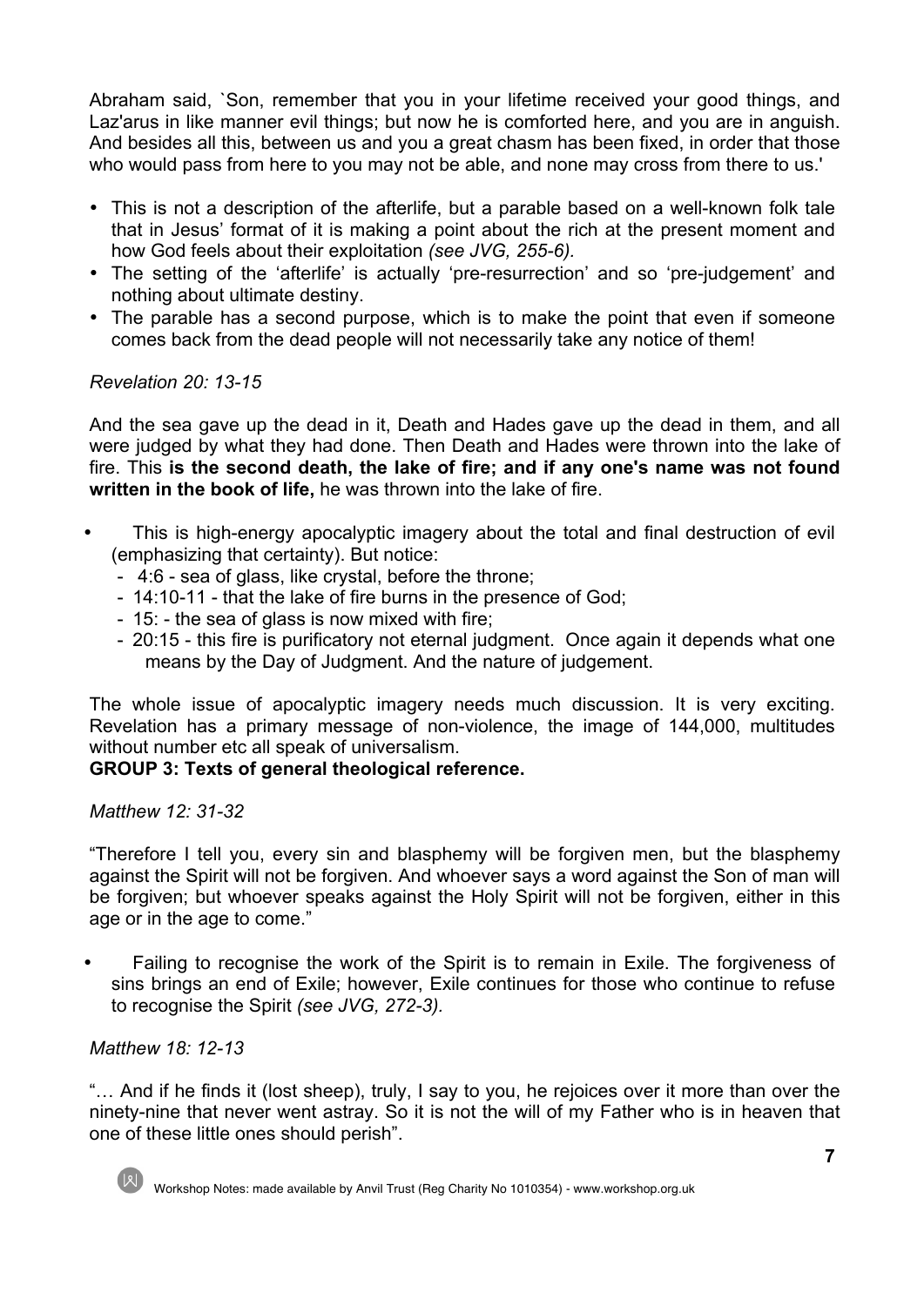Abraham said, `Son, remember that you in your lifetime received your good things, and Laz'arus in like manner evil things; but now he is comforted here, and you are in anguish. And besides all this, between us and you a great chasm has been fixed, in order that those who would pass from here to you may not be able, and none may cross from there to us.'

- This is not a description of the afterlife, but a parable based on a well-known folk tale that in Jesus' format of it is making a point about the rich at the present moment and how God feels about their exploitation *(see JVG, 255-6).*
- The setting of the 'afterlife' is actually 'pre-resurrection' and so 'pre-judgement' and nothing about ultimate destiny.
- The parable has a second purpose, which is to make the point that even if someone comes back from the dead people will not necessarily take any notice of them!

*Revelation 20: 13-15*

And the sea gave up the dead in it, Death and Hades gave up the dead in them, and all were judged by what they had done. Then Death and Hades were thrown into the lake of fire. This **is the second death, the lake of fire; and if any one's name was not found written in the book of life,** he was thrown into the lake of fire.

- This is high-energy apocalyptic imagery about the total and final destruction of evil (emphasizing that certainty). But notice:
  - 4:6 - sea of glass, like crystal, before the throne;
  - 14:10-11 - that the lake of fire burns in the presence of God;
  - 15: - the sea of glass is now mixed with fire;
  - 20:15 - this fire is purificatory not eternal judgment. Once again it depends what one means by the Day of Judgment. And the nature of judgement.

The whole issue of apocalyptic imagery needs much discussion. It is very exciting. Revelation has a primary message of non-violence, the image of 144,000, multitudes without number etc all speak of universalism.

**GROUP 3: Texts of general theological reference.**

*Matthew 12: 31-32*

"Therefore I tell you, every sin and blasphemy will be forgiven men, but the blasphemy against the Spirit will not be forgiven. And whoever says a word against the Son of man will be forgiven; but whoever speaks against the Holy Spirit will not be forgiven, either in this age or in the age to come."

- Failing to recognise the work of the Spirit is to remain in Exile. The forgiveness of sins brings an end of Exile; however, Exile continues for those who continue to refuse to recognise the Spirit *(see JVG, 272-3).*

*Matthew 18: 12-13*

"… And if he finds it (lost sheep), truly, I say to you, he rejoices over it more than over the ninety-nine that never went astray. So it is not the will of my Father who is in heaven that one of these little ones should perish".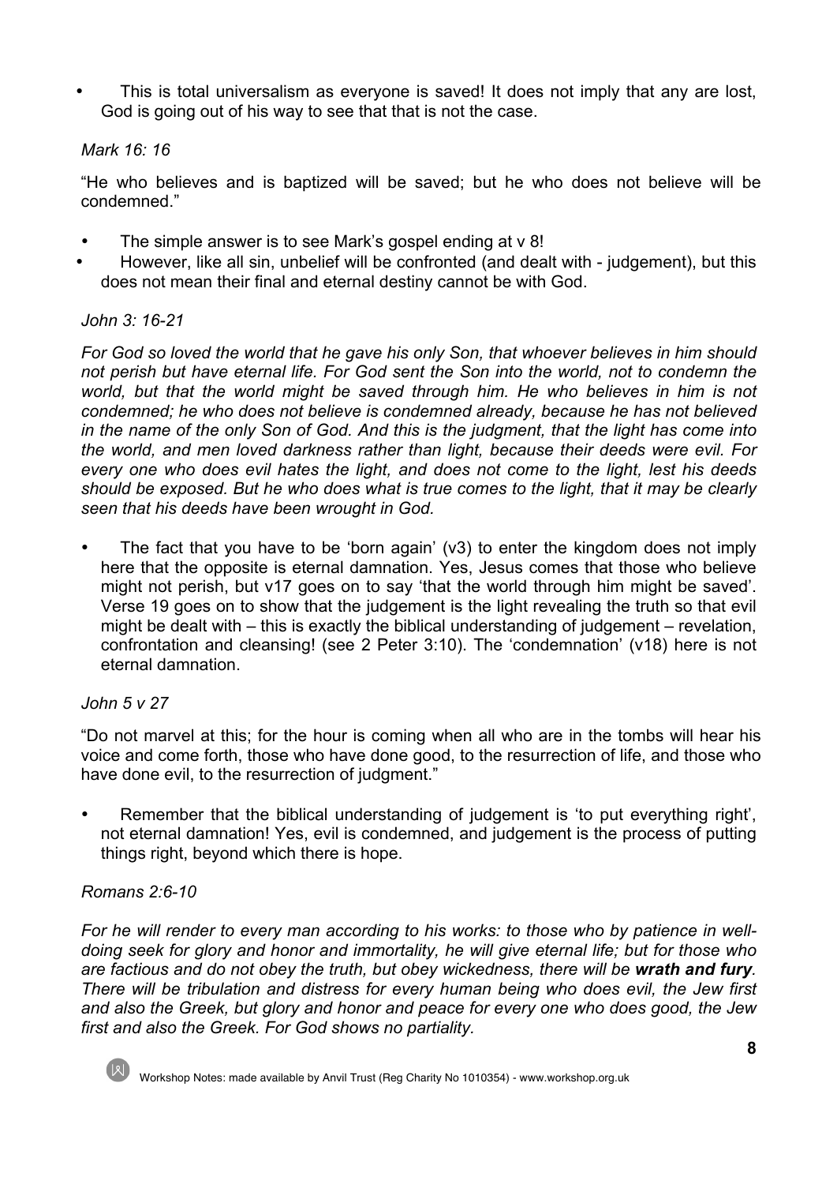- This is total universalism as everyone is saved! It does not imply that any are lost, God is going out of his way to see that that is not the case.

*Mark 16: 16*

"He who believes and is baptized will be saved; but he who does not believe will be condemned."

- The simple answer is to see Mark's gospel ending at v 8!
- However, like all sin, unbelief will be confronted (and dealt with - judgement), but this does not mean their final and eternal destiny cannot be with God.

*John 3: 16-21*

*For God so loved the world that he gave his only Son, that whoever believes in him should not perish but have eternal life. For God sent the Son into the world, not to condemn the world, but that the world might be saved through him. He who believes in him is not condemned; he who does not believe is condemned already, because he has not believed in the name of the only Son of God. And this is the judgment, that the light has come into the world, and men loved darkness rather than light, because their deeds were evil. For every one who does evil hates the light, and does not come to the light, lest his deeds should be exposed. But he who does what is true comes to the light, that it may be clearly seen that his deeds have been wrought in God.*

- The fact that you have to be 'born again' (v3) to enter the kingdom does not imply here that the opposite is eternal damnation. Yes, Jesus comes that those who believe might not perish, but v17 goes on to say 'that the world through him might be saved'. Verse 19 goes on to show that the judgement is the light revealing the truth so that evil might be dealt with – this is exactly the biblical understanding of judgement – revelation, confrontation and cleansing! (see 2 Peter 3:10). The 'condemnation' (v18) here is not eternal damnation.

*John 5 v 27*

"Do not marvel at this; for the hour is coming when all who are in the tombs will hear his voice and come forth, those who have done good, to the resurrection of life, and those who have done evil, to the resurrection of judgment."

- Remember that the biblical understanding of judgement is 'to put everything right', not eternal damnation! Yes, evil is condemned, and judgement is the process of putting things right, beyond which there is hope.

*Romans 2:6-10*

*For he will render to every man according to his works: to those who by patience in well-doing seek for glory and honor and immortality, he will give eternal life; but for those who are factious and do not obey the truth, but obey wickedness, there will be **wrath and fury**. There will be tribulation and distress for every human being who does evil, the Jew first and also the Greek, but glory and honor and peace for every one who does good, the Jew first and also the Greek. For God shows no partiality.*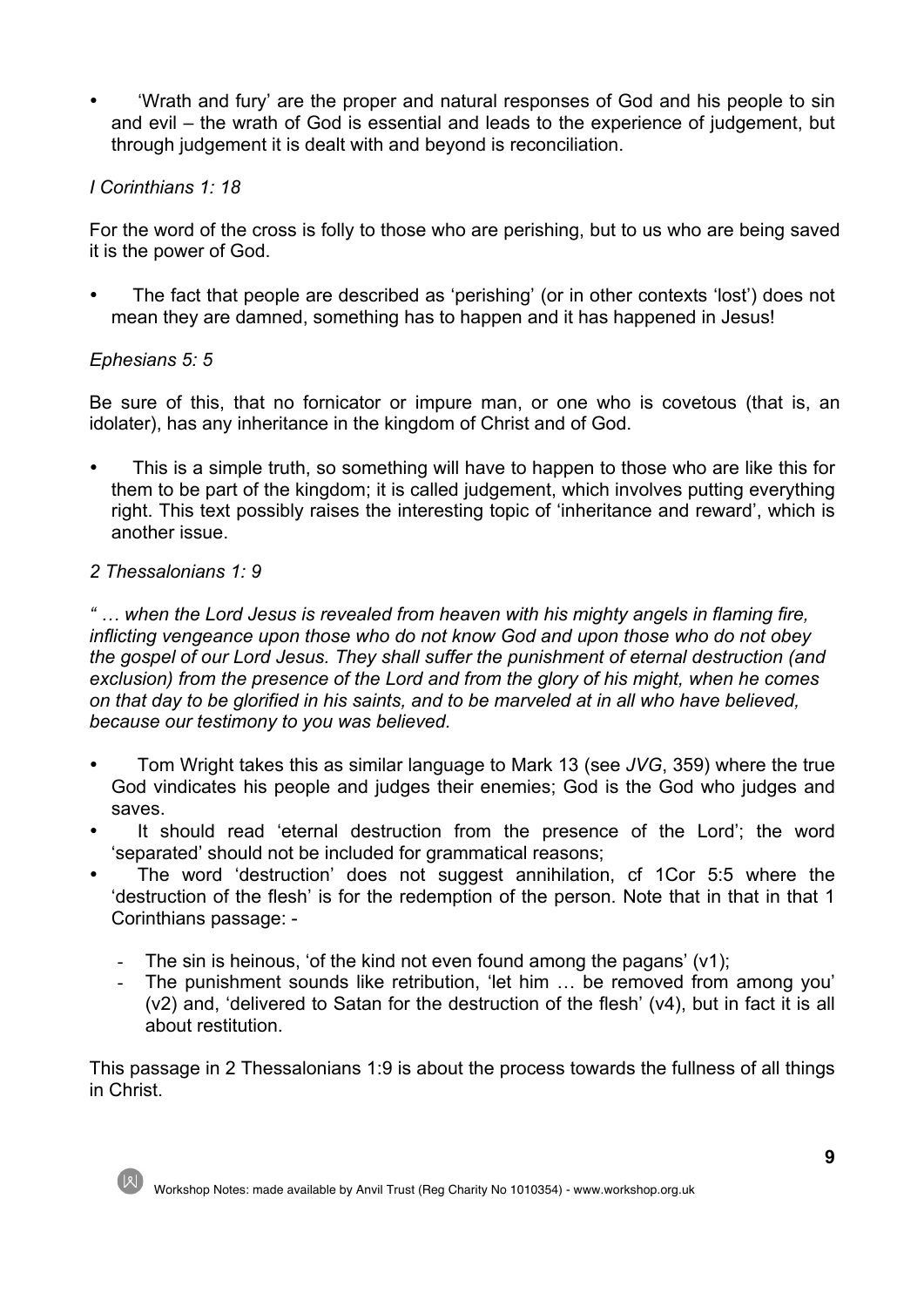- 'Wrath and fury' are the proper and natural responses of God and his people to sin and evil – the wrath of God is essential and leads to the experience of judgement, but through judgement it is dealt with and beyond is reconciliation.

*I Corinthians 1: 18*

For the word of the cross is folly to those who are perishing, but to us who are being saved it is the power of God.

- The fact that people are described as 'perishing' (or in other contexts 'lost') does not mean they are damned, something has to happen and it has happened in Jesus!

*Ephesians 5: 5*

Be sure of this, that no fornicator or impure man, or one who is covetous (that is, an idolater), has any inheritance in the kingdom of Christ and of God.

- This is a simple truth, so something will have to happen to those who are like this for them to be part of the kingdom; it is called judgement, which involves putting everything right. This text possibly raises the interesting topic of 'inheritance and reward', which is another issue.

*2 Thessalonians 1: 9*

*" … when the Lord Jesus is revealed from heaven with his mighty angels in flaming fire, inflicting vengeance upon those who do not know God and upon those who do not obey the gospel of our Lord Jesus. They shall suffer the punishment of eternal destruction (and exclusion) from the presence of the Lord and from the glory of his might, when he comes on that day to be glorified in his saints, and to be marveled at in all who have believed, because our testimony to you was believed.*

- Tom Wright takes this as similar language to Mark 13 (see *JVG*, 359) where the true God vindicates his people and judges their enemies; God is the God who judges and saves.
- It should read 'eternal destruction from the presence of the Lord'; the word 'separated' should not be included for grammatical reasons;
- The word 'destruction' does not suggest annihilation, cf 1Cor 5:5 where the 'destruction of the flesh' is for the redemption of the person. Note that in that in that 1 Corinthians passage: -
    - The sin is heinous, 'of the kind not even found among the pagans' (v1);
    - The punishment sounds like retribution, 'let him … be removed from among you' (v2) and, 'delivered to Satan for the destruction of the flesh' (v4), but in fact it is all about restitution.

This passage in 2 Thessalonians 1:9 is about the process towards the fullness of all things in Christ.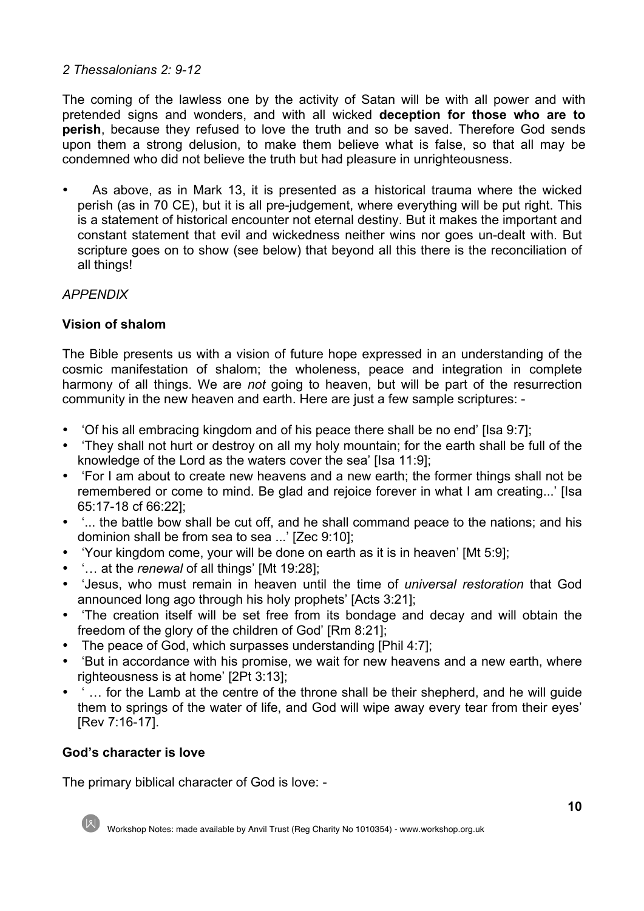*2 Thessalonians 2: 9-12*

The coming of the lawless one by the activity of Satan will be with all power and with pretended signs and wonders, and with all wicked **deception for those who are to perish**, because they refused to love the truth and so be saved. Therefore God sends upon them a strong delusion, to make them believe what is false, so that all may be condemned who did not believe the truth but had pleasure in unrighteousness.

- As above, as in Mark 13, it is presented as a historical trauma where the wicked perish (as in 70 CE), but it is all pre-judgement, where everything will be put right. This is a statement of historical encounter not eternal destiny. But it makes the important and constant statement that evil and wickedness neither wins nor goes un-dealt with. But scripture goes on to show (see below) that beyond all this there is the reconciliation of all things!

*APPENDIX*

**Vision of shalom**

The Bible presents us with a vision of future hope expressed in an understanding of the cosmic manifestation of shalom; the wholeness, peace and integration in complete harmony of all things. We are *not* going to heaven, but will be part of the resurrection community in the new heaven and earth. Here are just a few sample scriptures: -

- 'Of his all embracing kingdom and of his peace there shall be no end' [Isa 9:7];
- 'They shall not hurt or destroy on all my holy mountain; for the earth shall be full of the knowledge of the Lord as the waters cover the sea' [Isa 11:9];
- 'For I am about to create new heavens and a new earth; the former things shall not be remembered or come to mind. Be glad and rejoice forever in what I am creating...' [Isa 65:17-18 cf 66:22];
- '... the battle bow shall be cut off, and he shall command peace to the nations; and his dominion shall be from sea to sea ...' [Zec 9:10];
- 'Your kingdom come, your will be done on earth as it is in heaven' [Mt 5:9];
- '… at the *renewal* of all things' [Mt 19:28];
- 'Jesus, who must remain in heaven until the time of *universal restoration* that God announced long ago through his holy prophets' [Acts 3:21];
- 'The creation itself will be set free from its bondage and decay and will obtain the freedom of the glory of the children of God' [Rm 8:21];
- The peace of God, which surpasses understanding [Phil 4:7];
- 'But in accordance with his promise, we wait for new heavens and a new earth, where righteousness is at home' [2Pt 3:13];
- ' … for the Lamb at the centre of the throne shall be their shepherd, and he will guide them to springs of the water of life, and God will wipe away every tear from their eyes' [Rev 7:16-17].

**God's character is love**

The primary biblical character of God is love: -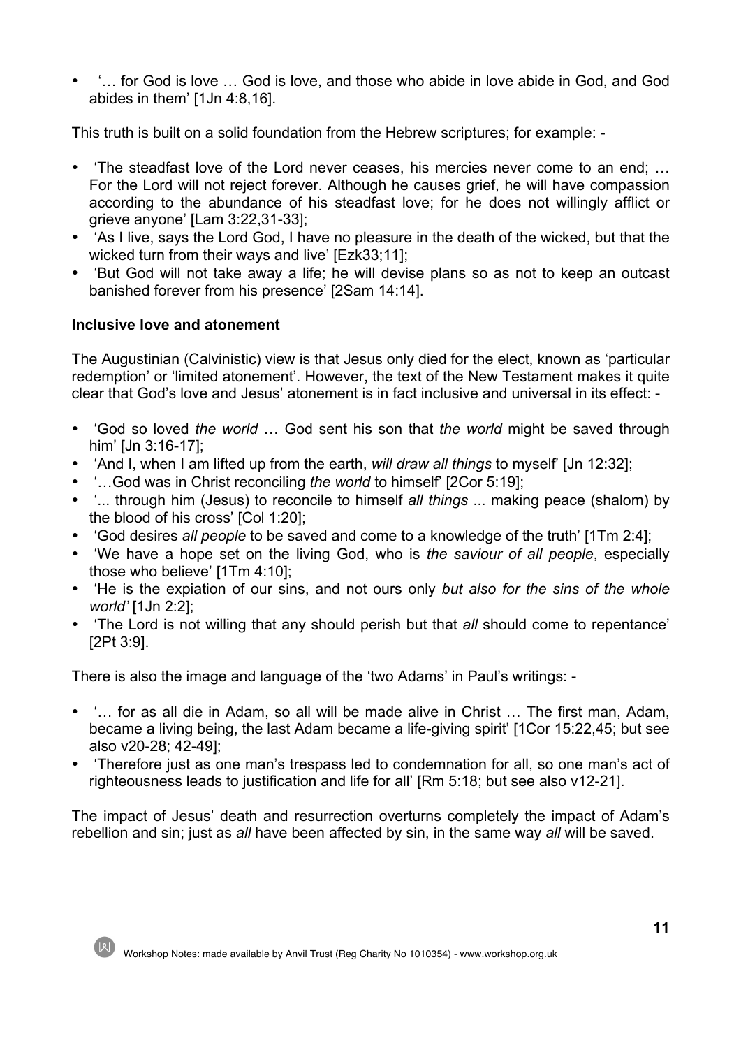- '… for God is love … God is love, and those who abide in love abide in God, and God abides in them' [1Jn 4:8,16].

This truth is built on a solid foundation from the Hebrew scriptures; for example: -

- 'The steadfast love of the Lord never ceases, his mercies never come to an end; … For the Lord will not reject forever. Although he causes grief, he will have compassion according to the abundance of his steadfast love; for he does not willingly afflict or grieve anyone' [Lam 3:22,31-33];
- 'As I live, says the Lord God, I have no pleasure in the death of the wicked, but that the wicked turn from their ways and live' [Ezk33;11];
- 'But God will not take away a life; he will devise plans so as not to keep an outcast banished forever from his presence' [2Sam 14:14].

**Inclusive love and atonement**

The Augustinian (Calvinistic) view is that Jesus only died for the elect, known as 'particular redemption' or 'limited atonement'. However, the text of the New Testament makes it quite clear that God's love and Jesus' atonement is in fact inclusive and universal in its effect: -

- 'God so loved *the world* … God sent his son that *the world* might be saved through him' [Jn 3:16-17];
- 'And I, when I am lifted up from the earth, *will draw all things* to myself' [Jn 12:32];
- '…God was in Christ reconciling *the world* to himself' [2Cor 5:19];
- '... through him (Jesus) to reconcile to himself *all things* ... making peace (shalom) by the blood of his cross' [Col 1:20];
- 'God desires *all people* to be saved and come to a knowledge of the truth' [1Tm 2:4];
- 'We have a hope set on the living God, who is *the saviour of all people*, especially those who believe' [1Tm 4:10];
- 'He is the expiation of our sins, and not ours only *but also for the sins of the whole world'* [1Jn 2:2];
- 'The Lord is not willing that any should perish but that *all* should come to repentance' [2Pt 3:9].

There is also the image and language of the 'two Adams' in Paul's writings: -

- '… for as all die in Adam, so all will be made alive in Christ … The first man, Adam, became a living being, the last Adam became a life-giving spirit' [1Cor 15:22,45; but see also v20-28; 42-49];
- 'Therefore just as one man's trespass led to condemnation for all, so one man's act of righteousness leads to justification and life for all' [Rm 5:18; but see also v12-21].

The impact of Jesus' death and resurrection overturns completely the impact of Adam's rebellion and sin; just as *all* have been affected by sin, in the same way *all* will be saved.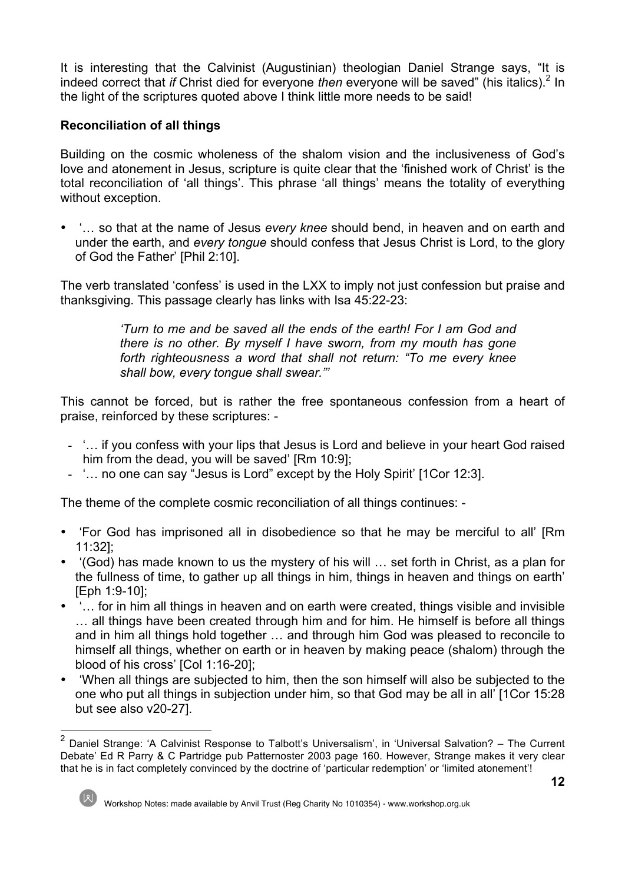It is interesting that the Calvinist (Augustinian) theologian Daniel Strange says, "It is indeed correct that *if* Christ died for everyone *then* everyone will be saved" (his italics).[2] In the light of the scriptures quoted above I think little more needs to be said!

**Reconciliation of all things**

Building on the cosmic wholeness of the shalom vision and the inclusiveness of God's love and atonement in Jesus, scripture is quite clear that the 'finished work of Christ' is the total reconciliation of 'all things'. This phrase 'all things' means the totality of everything without exception.

- '… so that at the name of Jesus *every knee* should bend, in heaven and on earth and under the earth, and *every tongue* should confess that Jesus Christ is Lord, to the glory of God the Father' [Phil 2:10].

The verb translated 'confess' is used in the LXX to imply not just confession but praise and thanksgiving. This passage clearly has links with Isa 45:22-23:

> *'Turn to me and be saved all the ends of the earth! For I am God and there is no other. By myself I have sworn, from my mouth has gone forth righteousness a word that shall not return: "To me every knee shall bow, every tongue shall swear."'*

This cannot be forced, but is rather the free spontaneous confession from a heart of praise, reinforced by these scriptures: -

- '… if you confess with your lips that Jesus is Lord and believe in your heart God raised him from the dead, you will be saved' [Rm 10:9];
- '… no one can say "Jesus is Lord" except by the Holy Spirit' [1Cor 12:3].

The theme of the complete cosmic reconciliation of all things continues: -

- 'For God has imprisoned all in disobedience so that he may be merciful to all' [Rm 11:32];
- '(God) has made known to us the mystery of his will … set forth in Christ, as a plan for the fullness of time, to gather up all things in him, things in heaven and things on earth' [Eph 1:9-10];
- '… for in him all things in heaven and on earth were created, things visible and invisible … all things have been created through him and for him. He himself is before all things and in him all things hold together … and through him God was pleased to reconcile to himself all things, whether on earth or in heaven by making peace (shalom) through the blood of his cross' [Col 1:16-20];
- 'When all things are subjected to him, then the son himself will also be subjected to the one who put all things in subjection under him, so that God may be all in all' [1Cor 15:28 but see also v20-27].

[2] Daniel Strange: 'A Calvinist Response to Talbott's Universalism', in 'Universal Salvation? – The Current Debate' Ed R Parry & C Partridge pub Patternoster 2003 page 160. However, Strange makes it very clear that he is in fact completely convinced by the doctrine of 'particular redemption' or 'limited atonement'!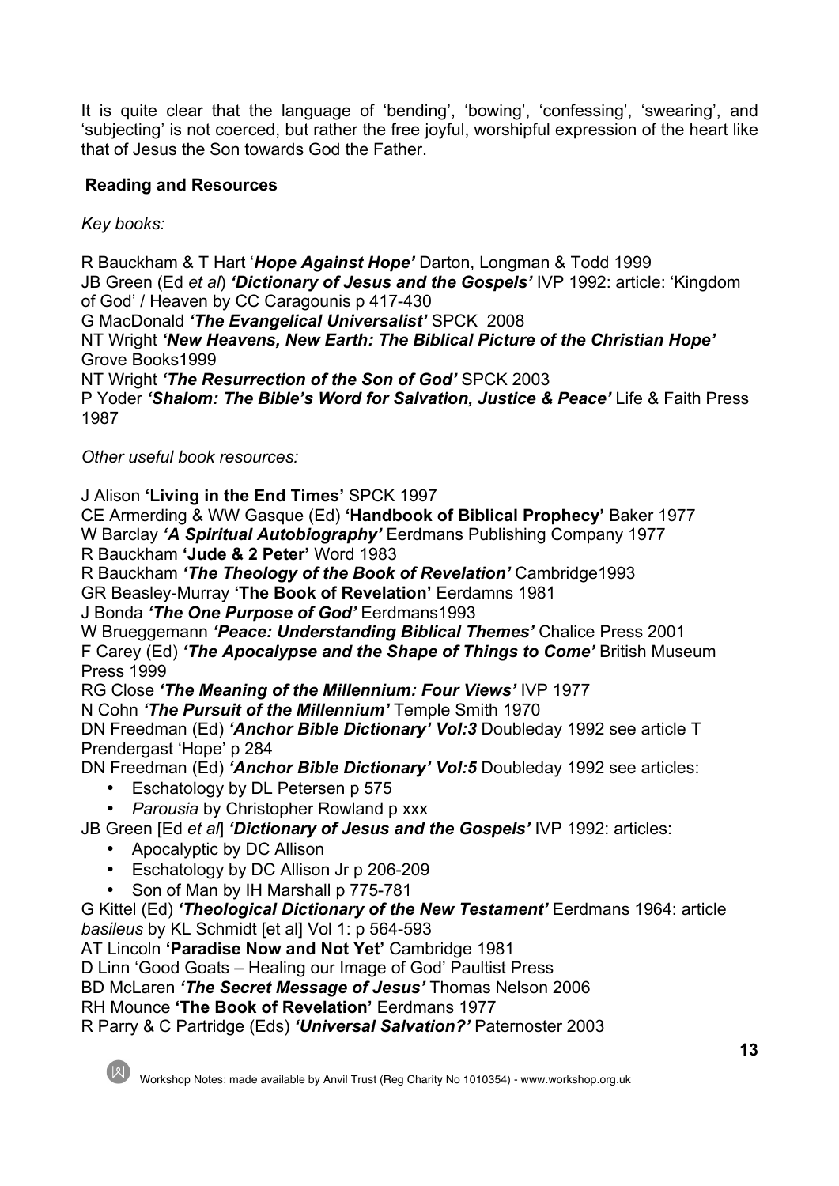It is quite clear that the language of 'bending', 'bowing', 'confessing', 'swearing', and 'subjecting' is not coerced, but rather the free joyful, worshipful expression of the heart like that of Jesus the Son towards God the Father.

**Reading and Resources**

*Key books:*

R Bauckham & T Hart '***Hope Against Hope'*** Darton, Longman & Todd 1999
JB Green (Ed *et al*) ***'Dictionary of Jesus and the Gospels'*** IVP 1992: article: 'Kingdom of God' / Heaven by CC Caragounis p 417-430
G MacDonald ***'The Evangelical Universalist'*** SPCK 2008
NT Wright ***'New Heavens, New Earth: The Biblical Picture of the Christian Hope'*** Grove Books1999
NT Wright ***'The Resurrection of the Son of God'*** SPCK 2003
P Yoder ***'Shalom: The Bible's Word for Salvation, Justice & Peace'*** Life & Faith Press 1987

*Other useful book resources:*

J Alison **'Living in the End Times'** SPCK 1997
CE Armerding & WW Gasque (Ed) **'Handbook of Biblical Prophecy'** Baker 1977
W Barclay ***'A Spiritual Autobiography'*** Eerdmans Publishing Company 1977
R Bauckham **'Jude & 2 Peter'** Word 1983
R Bauckham ***'The Theology of the Book of Revelation'*** Cambridge1993
GR Beasley-Murray **'The Book of Revelation'** Eerdamns 1981
J Bonda ***'The One Purpose of God'*** Eerdmans1993
W Brueggemann ***'Peace: Understanding Biblical Themes'*** Chalice Press 2001
F Carey (Ed) ***'The Apocalypse and the Shape of Things to Come'*** British Museum Press 1999
RG Close ***'The Meaning of the Millennium: Four Views'*** IVP 1977
N Cohn ***'The Pursuit of the Millennium'*** Temple Smith 1970
DN Freedman (Ed) ***'Anchor Bible Dictionary' Vol:3*** Doubleday 1992 see article T Prendergast 'Hope' p 284
DN Freedman (Ed) ***'Anchor Bible Dictionary' Vol:5*** Doubleday 1992 see articles:

- Eschatology by DL Petersen p 575
- *Parousia* by Christopher Rowland p xxx

JB Green [Ed *et al*] ***'Dictionary of Jesus and the Gospels'*** IVP 1992: articles:

- Apocalyptic by DC Allison
- Eschatology by DC Allison Jr p 206-209
- Son of Man by IH Marshall p 775-781

G Kittel (Ed) ***'Theological Dictionary of the New Testament'*** Eerdmans 1964: article *basileus* by KL Schmidt [et al] Vol 1: p 564-593
AT Lincoln **'Paradise Now and Not Yet'** Cambridge 1981
D Linn 'Good Goats – Healing our Image of God' Paultist Press
BD McLaren ***'The Secret Message of Jesus'*** Thomas Nelson 2006
RH Mounce **'The Book of Revelation'** Eerdmans 1977
R Parry & C Partridge (Eds) ***'Universal Salvation?'*** Paternoster 2003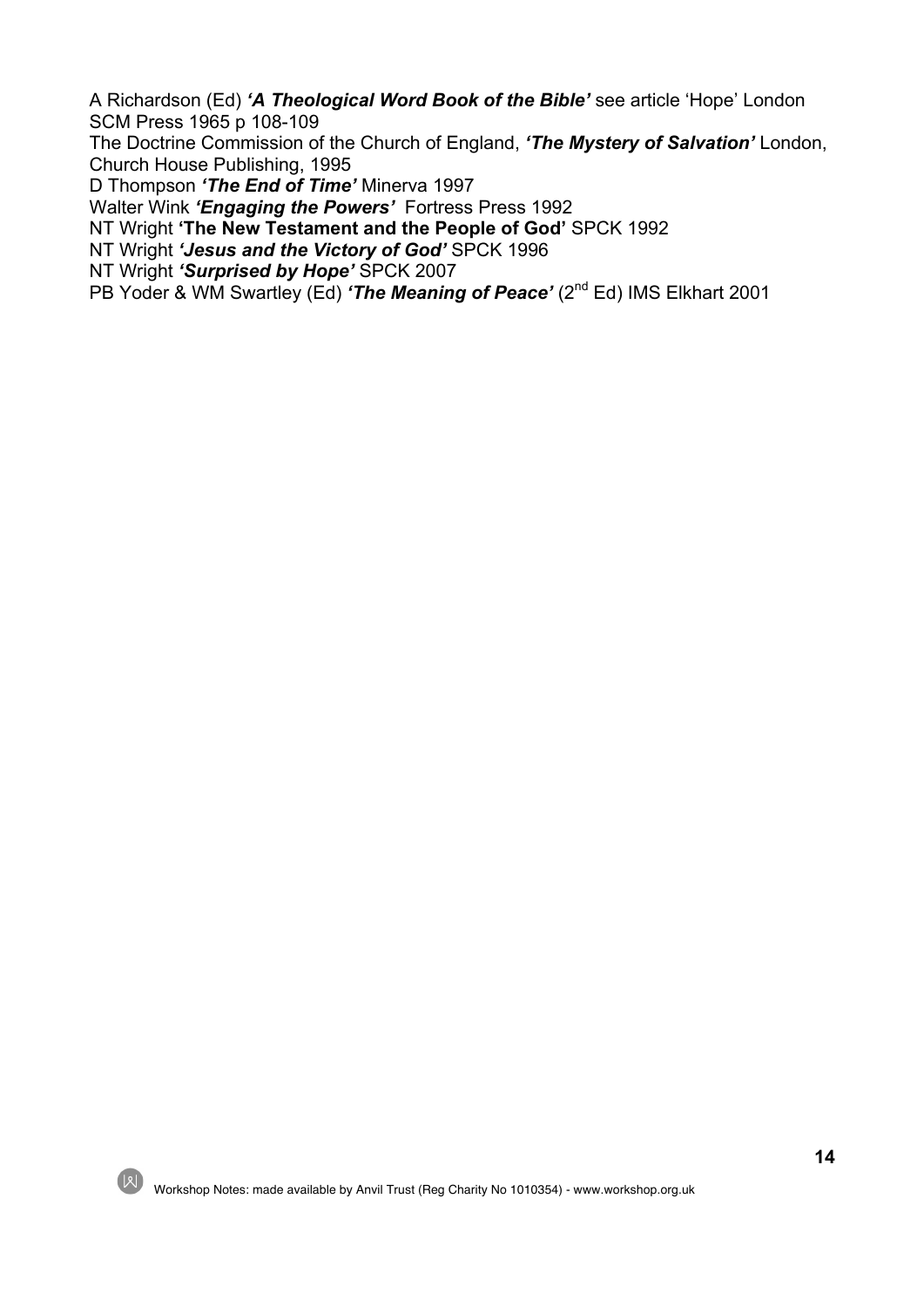A Richardson (Ed) ***'A Theological Word Book of the Bible'*** see article 'Hope' London SCM Press 1965 p 108-109

The Doctrine Commission of the Church of England, ***'The Mystery of Salvation'*** London, Church House Publishing, 1995

D Thompson ***'The End of Time'*** Minerva 1997

Walter Wink ***'Engaging the Powers'*** Fortress Press 1992

NT Wright **'The New Testament and the People of God'** SPCK 1992

NT Wright ***'Jesus and the Victory of God'*** SPCK 1996

NT Wright ***'Surprised by Hope'*** SPCK 2007

PB Yoder & WM Swartley (Ed) ***'The Meaning of Peace'*** (2nd Ed) IMS Elkhart 2001

Workshop Notes: made available by Anvil Trust (Reg Charity No 1010354) - www.workshop.org.uk